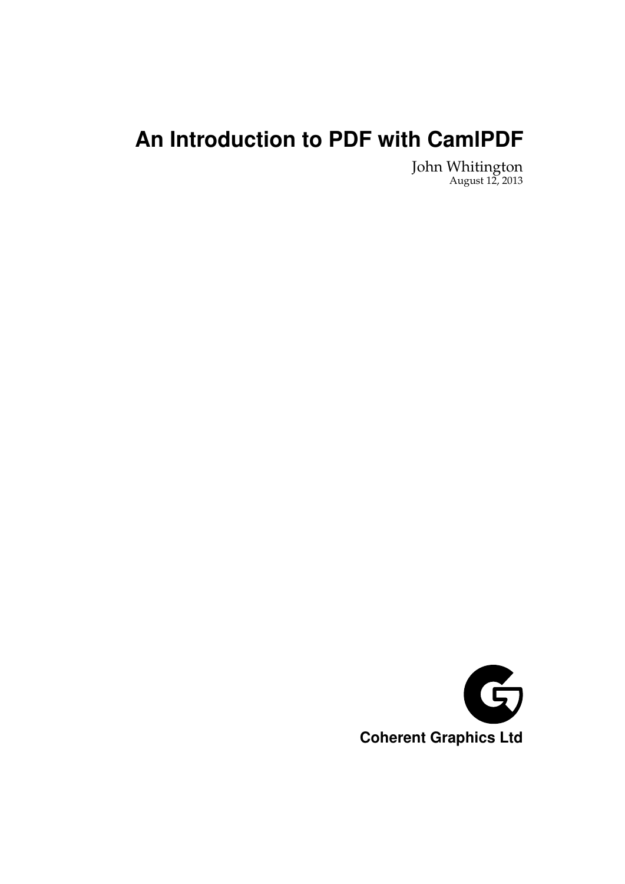# An Introduction to PDF with CamlPDF

John Whitington
August 12, 2013

Coherent Graphics Ltd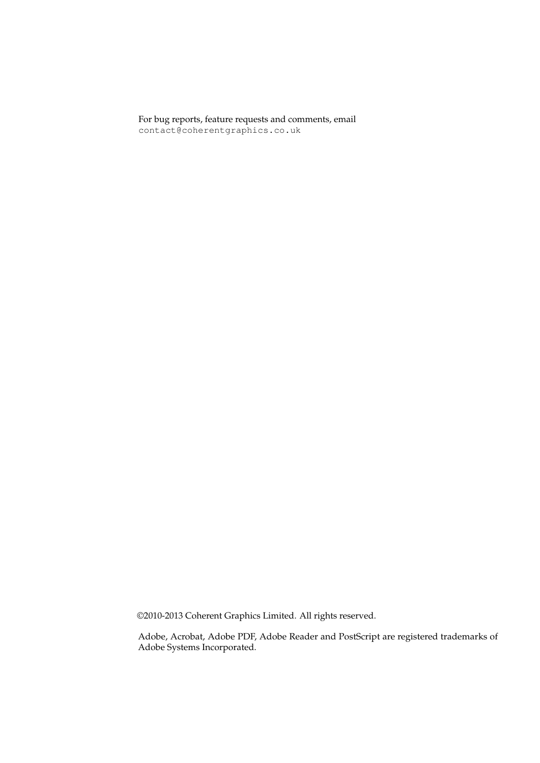For bug reports, feature requests and comments, email
`contact@coherentgraphics.co.uk`

©2010-2013 Coherent Graphics Limited. All rights reserved.

Adobe, Acrobat, Adobe PDF, Adobe Reader and PostScript are registered trademarks of Adobe Systems Incorporated.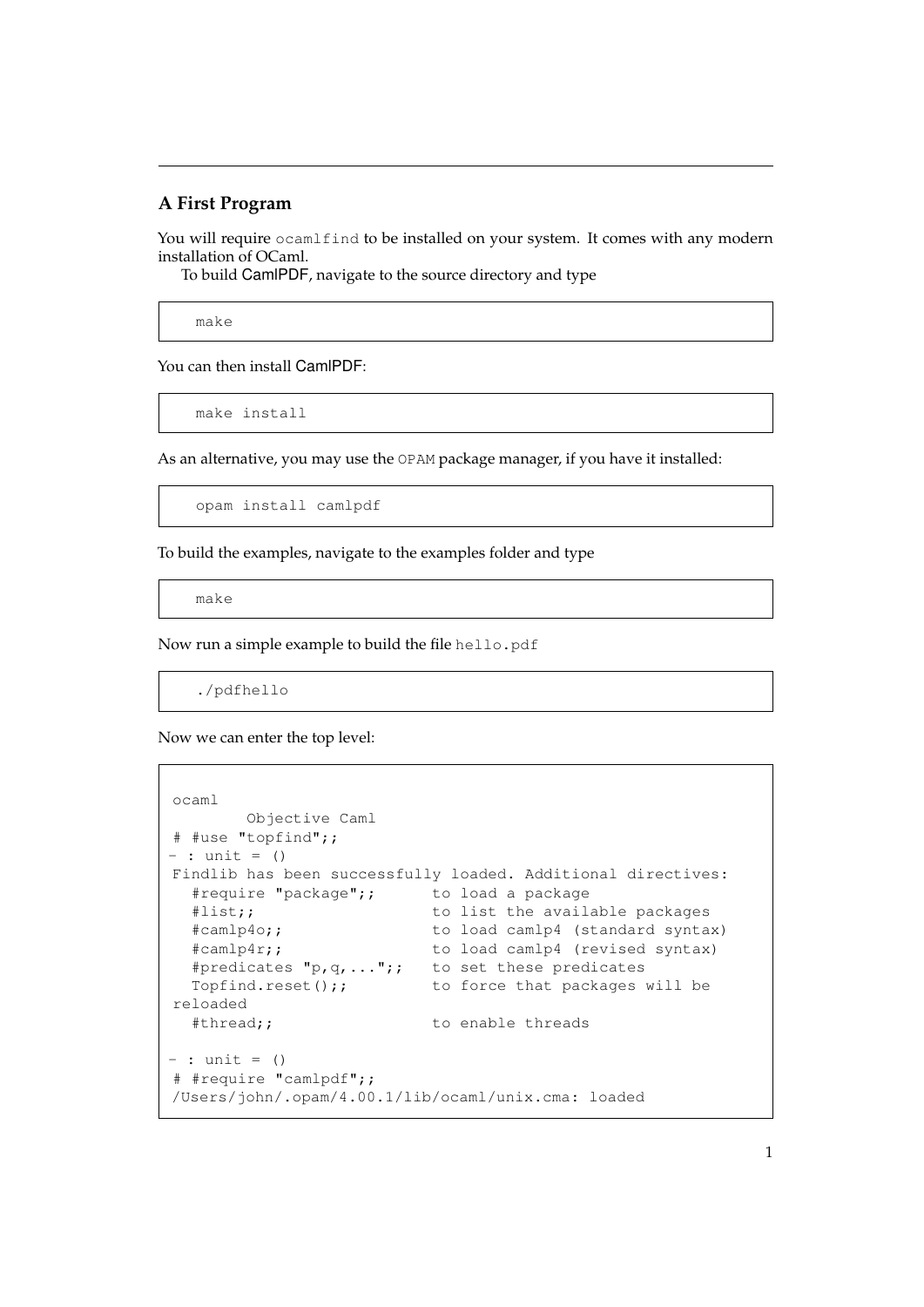## A First Program

You will require `ocamlfind` to be installed on your system. It comes with any modern installation of OCaml.

To build CamlPDF, navigate to the source directory and type

```
make
```

You can then install CamlPDF:

```
make install
```

As an alternative, you may use the `OPAM` package manager, if you have it installed:

```
opam install camlpdf
```

To build the examples, navigate to the examples folder and type

```
make
```

Now run a simple example to build the file `hello.pdf`

```
./pdfhello
```

Now we can enter the top level:

```
ocaml
        Objective Caml
# #use "topfind";;
- : unit = ()
Findlib has been successfully loaded. Additional directives:
  #require "package";;      to load a package
  #list;;                   to list the available packages
  #camlp4o;;                to load camlp4 (standard syntax)
  #camlp4r;;                to load camlp4 (revised syntax)
  #predicates "p,q,...";;   to set these predicates
  Topfind.reset();;         to force that packages will be
reloaded
  #thread;;                 to enable threads

- : unit = ()
# #require "camlpdf";;
/Users/john/.opam/4.00.1/lib/ocaml/unix.cma: loaded
```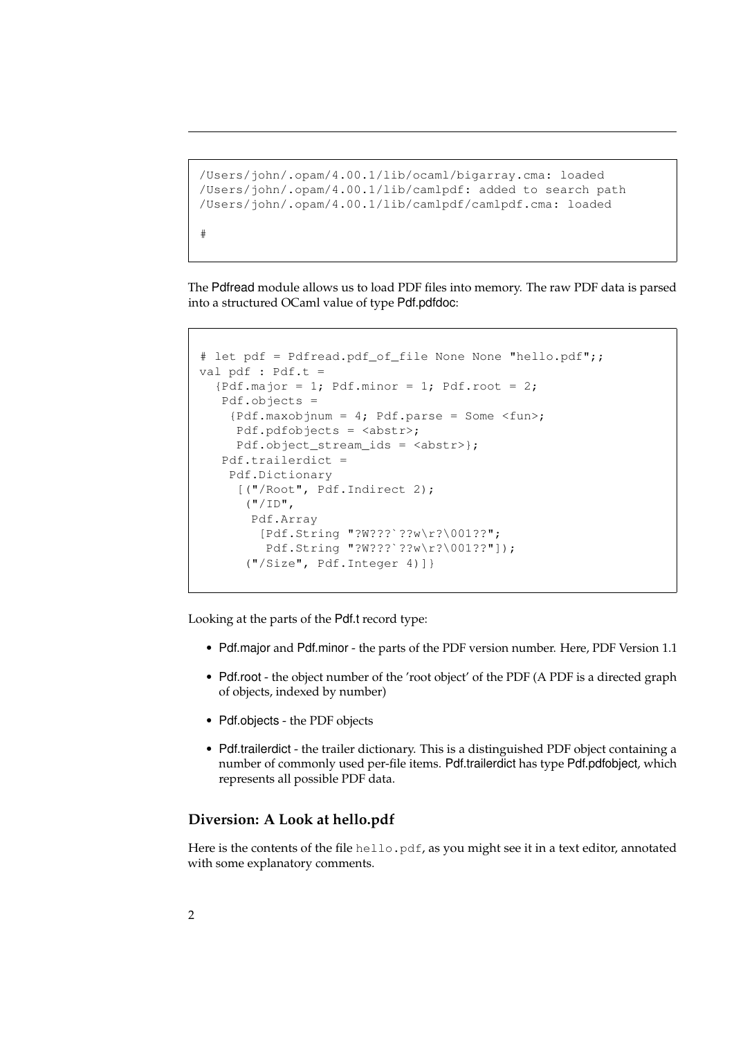```
/Users/john/.opam/4.00.1/lib/ocaml/bigarray.cma: loaded
/Users/john/.opam/4.00.1/lib/camlpdf: added to search path
/Users/john/.opam/4.00.1/lib/camlpdf/camlpdf.cma: loaded

#
```

The Pdfread module allows us to load PDF files into memory. The raw PDF data is parsed into a structured OCaml value of type Pdf.pdfdoc:

```
# let pdf = Pdfread.pdf_of_file None None "hello.pdf";;
val pdf : Pdf.t =
  {Pdf.major = 1; Pdf.minor = 1; Pdf.root = 2;
   Pdf.objects =
    {Pdf.maxobjnum = 4; Pdf.parse = Some <fun>;
     Pdf.pdfobjects = <abstr>;
     Pdf.object_stream_ids = <abstr>};
   Pdf.trailerdict =
    Pdf.Dictionary
     [("/Root", Pdf.Indirect 2);
      ("/ID",
       Pdf.Array
        [Pdf.String "?W???`??w\r?\001??";
         Pdf.String "?W???`??w\r?\001??"]);
      ("/Size", Pdf.Integer 4)]}
```

Looking at the parts of the Pdf.t record type:

- Pdf.major and Pdf.minor - the parts of the PDF version number. Here, PDF Version 1.1
- Pdf.root - the object number of the 'root object' of the PDF (A PDF is a directed graph of objects, indexed by number)
- Pdf.objects - the PDF objects
- Pdf.trailerdict - the trailer dictionary. This is a distinguished PDF object containing a number of commonly used per-file items. Pdf.trailerdict has type Pdf.pdfobject, which represents all possible PDF data.

### Diversion: A Look at hello.pdf

Here is the contents of the file `hello.pdf`, as you might see it in a text editor, annotated with some explanatory comments.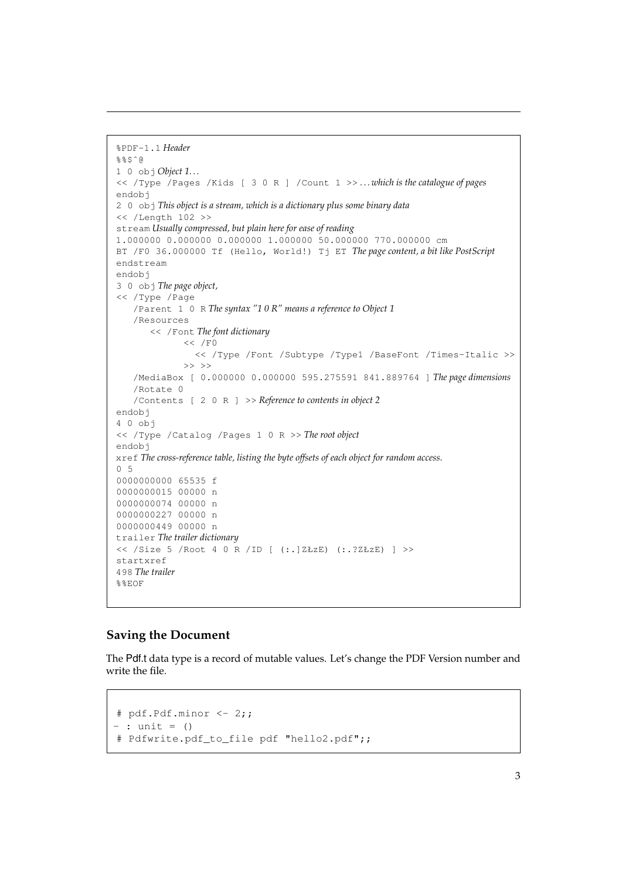```
%PDF-1.1 Header
%%$^@
1 0 obj Object 1...
<< /Type /Pages /Kids [ 3 0 R ] /Count 1 >> ...which is the catalogue of pages
endobj
2 0 obj This object is a stream, which is a dictionary plus some binary data
<< /Length 102 >>
stream Usually compressed, but plain here for ease of reading
1.000000 0.000000 0.000000 1.000000 50.000000 770.000000 cm
BT /F0 36.000000 Tf (Hello, World!) Tj ET The page content, a bit like PostScript
endstream
endobj
3 0 obj The page object,
<< /Type /Page
   /Parent 1 0 R The syntax "1 0 R" means a reference to Object 1
   /Resources
      << /Font The font dictionary
            << /F0
              << /Type /Font /Subtype /Type1 /BaseFont /Times-Italic >>
            >> >>
   /MediaBox [ 0.000000 0.000000 595.275591 841.889764 ] The page dimensions
   /Rotate 0
   /Contents [ 2 0 R ] >> Reference to contents in object 2
endobj
4 0 obj
<< /Type /Catalog /Pages 1 0 R >> The root object
endobj
xref The cross-reference table, listing the byte offsets of each object for random access.
0 5
0000000000 65535 f
0000000015 00000 n
0000000074 00000 n
0000000227 00000 n
0000000449 00000 n
trailer The trailer dictionary
<< /Size 5 /Root 4 0 R /ID [ (:.]ZŁzE) (:.?ZŁzE) ] >>
startxref
498 The trailer
%%EOF
```

## Saving the Document

The Pdf.t data type is a record of mutable values. Let's change the PDF Version number and write the file.

```
# pdf.Pdf.minor <- 2;;
- : unit = ()
# Pdfwrite.pdf_to_file pdf "hello2.pdf";;
```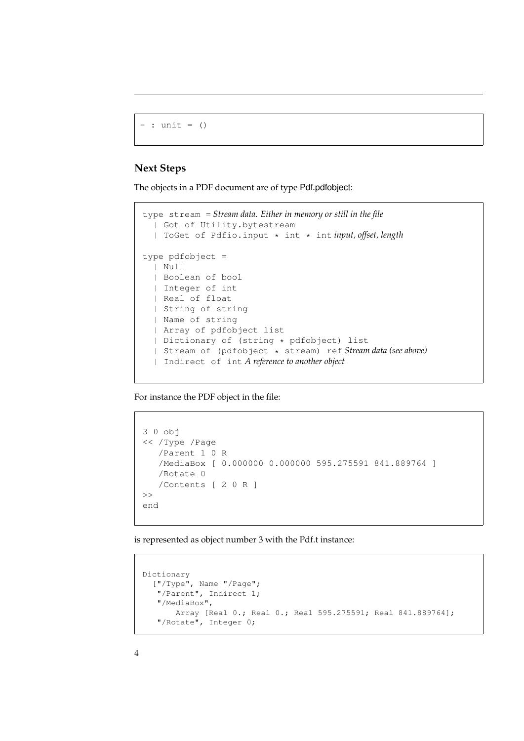```
- : unit = ()
```

### Next Steps

The objects in a PDF document are of type Pdf.pdfobject:

```
type stream = Stream data. Either in memory or still in the file
  | Got of Utility.bytestream
  | ToGet of Pdfio.input * int * int input, offset, length

type pdfobject =
  | Null
  | Boolean of bool
  | Integer of int
  | Real of float
  | String of string
  | Name of string
  | Array of pdfobject list
  | Dictionary of (string * pdfobject) list
  | Stream of (pdfobject * stream) ref Stream data (see above)
  | Indirect of int A reference to another object
```

For instance the PDF object in the file:

```
3 0 obj
<< /Type /Page
   /Parent 1 0 R
   /MediaBox [ 0.000000 0.000000 595.275591 841.889764 ]
   /Rotate 0
   /Contents [ 2 0 R ]
>>
end
```

is represented as object number 3 with the Pdf.t instance:

```
Dictionary
  ["/Type", Name "/Page";
   "/Parent", Indirect 1;
   "/MediaBox",
      Array [Real 0.; Real 0.; Real 595.275591; Real 841.889764];
   "/Rotate", Integer 0;
```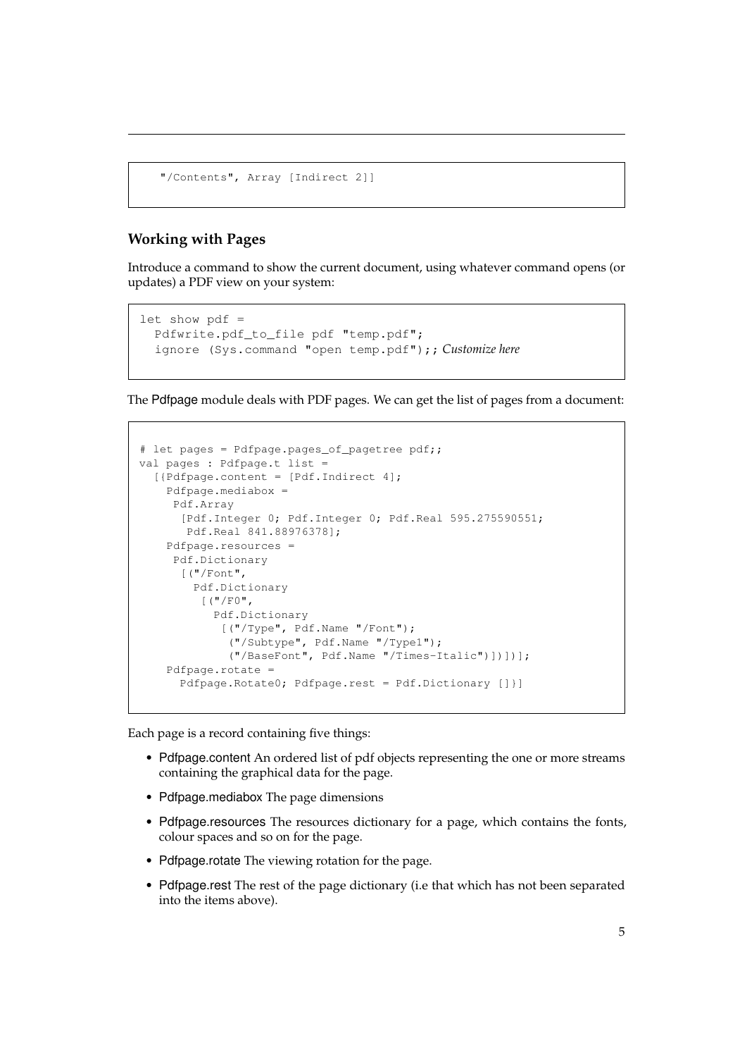```
  "/Contents", Array [Indirect 2]]
```

### Working with Pages

Introduce a command to show the current document, using whatever command opens (or updates) a PDF view on your system:

```
let show pdf =
  Pdfwrite.pdf_to_file pdf "temp.pdf";
  ignore (Sys.command "open temp.pdf");; Customize here
```

The Pdfpage module deals with PDF pages. We can get the list of pages from a document:

```
# let pages = Pdfpage.pages_of_pagetree pdf;;
val pages : Pdfpage.t list =
  [{Pdfpage.content = [Pdf.Indirect 4];
    Pdfpage.mediabox =
     Pdf.Array
      [Pdf.Integer 0; Pdf.Integer 0; Pdf.Real 595.275590551;
       Pdf.Real 841.88976378];
    Pdfpage.resources =
     Pdf.Dictionary
      [("/Font",
        Pdf.Dictionary
         [("/F0",
           Pdf.Dictionary
            [("/Type", Pdf.Name "/Font");
             ("/Subtype", Pdf.Name "/Type1");
             ("/BaseFont", Pdf.Name "/Times-Italic")])])];
    Pdfpage.rotate =
      Pdfpage.Rotate0; Pdfpage.rest = Pdf.Dictionary []}]
```

Each page is a record containing five things:

- Pdfpage.content An ordered list of pdf objects representing the one or more streams containing the graphical data for the page.
- Pdfpage.mediabox The page dimensions
- Pdfpage.resources The resources dictionary for a page, which contains the fonts, colour spaces and so on for the page.
- Pdfpage.rotate The viewing rotation for the page.
- Pdfpage.rest The rest of the page dictionary (i.e that which has not been separated into the items above).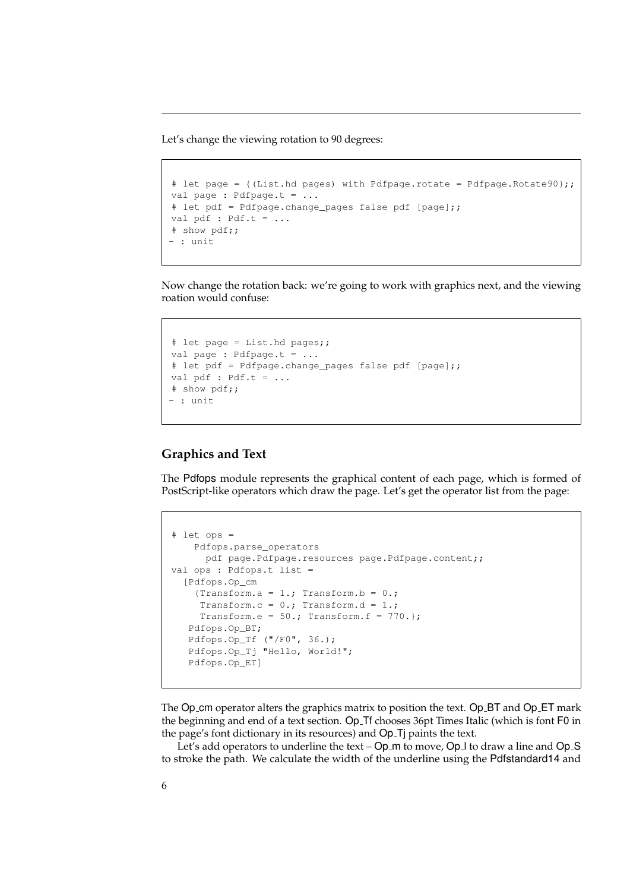Let's change the viewing rotation to 90 degrees:

```
# let page = {(List.hd pages) with Pdfpage.rotate = Pdfpage.Rotate90};;
val page : Pdfpage.t = ...
# let pdf = Pdfpage.change_pages false pdf [page];;
val pdf : Pdf.t = ...
# show pdf;;
- : unit
```

Now change the rotation back: we're going to work with graphics next, and the viewing roation would confuse:

```
# let page = List.hd pages;;
val page : Pdfpage.t = ...
# let pdf = Pdfpage.change_pages false pdf [page];;
val pdf : Pdf.t = ...
# show pdf;;
- : unit
```

## Graphics and Text

The Pdfops module represents the graphical content of each page, which is formed of PostScript-like operators which draw the page. Let's get the operator list from the page:

```
# let ops =
    Pdfops.parse_operators
      pdf page.Pdfpage.resources page.Pdfpage.content;;
val ops : Pdfops.t list =
  [Pdfops.Op_cm
    {Transform.a = 1.; Transform.b = 0.;
     Transform.c = 0.; Transform.d = 1.;
     Transform.e = 50.; Transform.f = 770.};
   Pdfops.Op_BT;
   Pdfops.Op_Tf ("/F0", 36.);
   Pdfops.Op_Tj "Hello, World!";
   Pdfops.Op_ET]
```

The Op_cm operator alters the graphics matrix to position the text. Op_BT and Op_ET mark the beginning and end of a text section. Op_Tf chooses 36pt Times Italic (which is font F0 in the page's font dictionary in its resources) and Op_Tj paints the text.

Let's add operators to underline the text – Op_m to move, Op_l to draw a line and Op_S to stroke the path. We calculate the width of the underline using the Pdfstandard14 and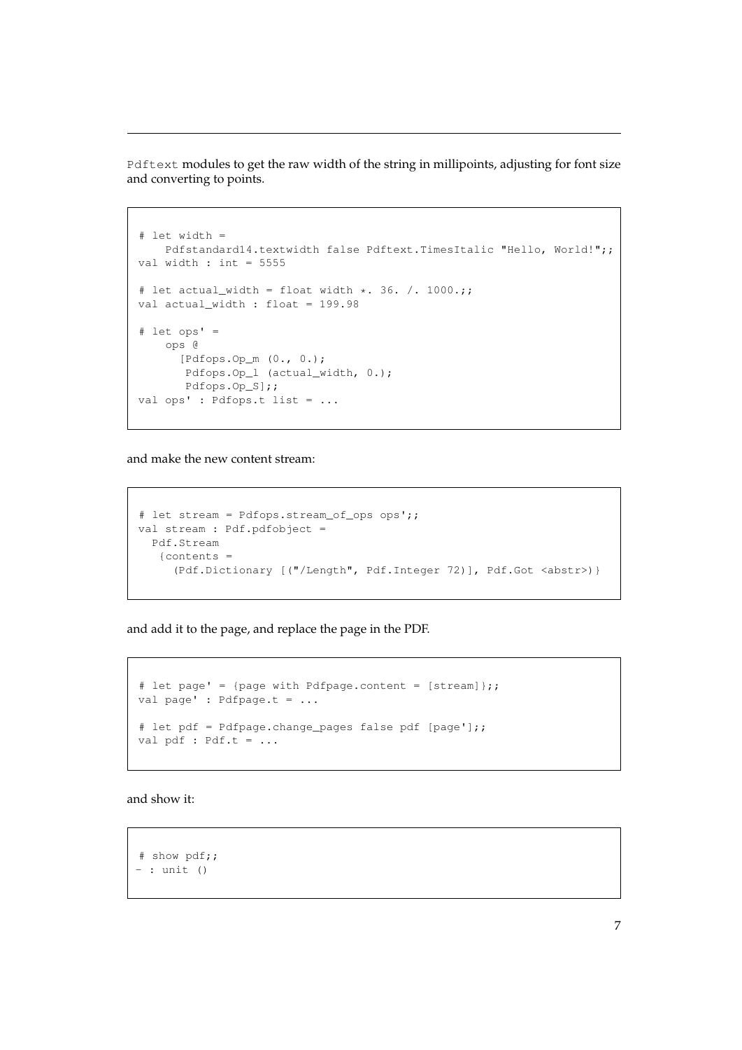`Pdftext` modules to get the raw width of the string in millipoints, adjusting for font size and converting to points.

```
# let width =
    Pdfstandard14.textwidth false Pdftext.TimesItalic "Hello, World!";;
val width : int = 5555

# let actual_width = float width *. 36. /. 1000.;;
val actual_width : float = 199.98

# let ops' =
    ops @
      [Pdfops.Op_m (0., 0.);
       Pdfops.Op_l (actual_width, 0.);
       Pdfops.Op_S];;
val ops' : Pdfops.t list = ...
```

and make the new content stream:

```
# let stream = Pdfops.stream_of_ops ops';;
val stream : Pdf.pdfobject =
  Pdf.Stream
   {contents =
     (Pdf.Dictionary [("/Length", Pdf.Integer 72)], Pdf.Got <abstr>)}
```

and add it to the page, and replace the page in the PDF.

```
# let page' = {page with Pdfpage.content = [stream]};;
val page' : Pdfpage.t = ...

# let pdf = Pdfpage.change_pages false pdf [page'];;
val pdf : Pdf.t = ...
```

and show it:

```
# show pdf;;
- : unit ()
```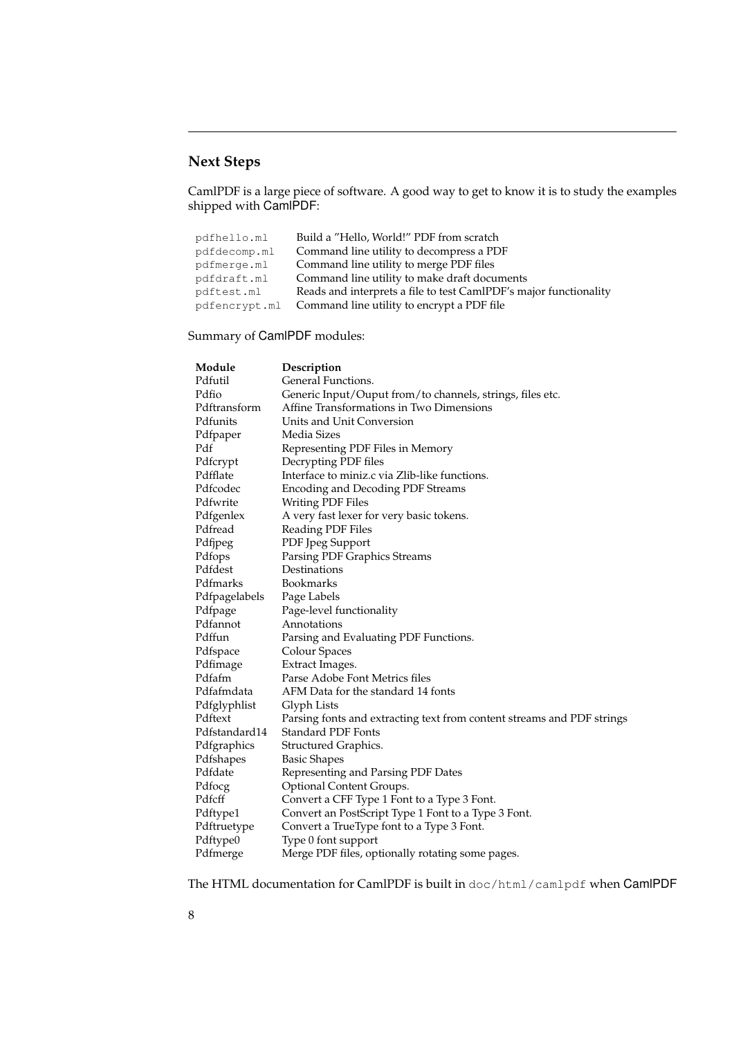## Next Steps

CamlPDF is a large piece of software. A good way to get to know it is to study the examples shipped with CamlPDF:

| | |
|---|---|
| `pdfhello.ml` | Build a "Hello, World!" PDF from scratch |
| `pdfdecomp.ml` | Command line utility to decompress a PDF |
| `pdfmerge.ml` | Command line utility to merge PDF files |
| `pdfdraft.ml` | Command line utility to make draft documents |
| `pdftest.ml` | Reads and interprets a file to test CamlPDF's major functionality |
| `pdfencrypt.ml` | Command line utility to encrypt a PDF file |

Summary of CamlPDF modules:

| **Module** | **Description** |
|---|---|
| Pdfutil | General Functions. |
| Pdfio | Generic Input/Ouput from/to channels, strings, files etc. |
| Pdftransform | Affine Transformations in Two Dimensions |
| Pdfunits | Units and Unit Conversion |
| Pdfpaper | Media Sizes |
| Pdf | Representing PDF Files in Memory |
| Pdfcrypt | Decrypting PDF files |
| Pdfflate | Interface to miniz.c via Zlib-like functions. |
| Pdfcodec | Encoding and Decoding PDF Streams |
| Pdfwrite | Writing PDF Files |
| Pdfgenlex | A very fast lexer for very basic tokens. |
| Pdfread | Reading PDF Files |
| Pdfjpeg | PDF Jpeg Support |
| Pdfops | Parsing PDF Graphics Streams |
| Pdfdest | Destinations |
| Pdfmarks | Bookmarks |
| Pdfpagelabels | Page Labels |
| Pdfpage | Page-level functionality |
| Pdfannot | Annotations |
| Pdffun | Parsing and Evaluating PDF Functions. |
| Pdfspace | Colour Spaces |
| Pdfimage | Extract Images. |
| Pdfafm | Parse Adobe Font Metrics files |
| Pdfafmdata | AFM Data for the standard 14 fonts |
| Pdfglyphlist | Glyph Lists |
| Pdftext | Parsing fonts and extracting text from content streams and PDF strings |
| Pdfstandard14 | Standard PDF Fonts |
| Pdfgraphics | Structured Graphics. |
| Pdfshapes | Basic Shapes |
| Pdfdate | Representing and Parsing PDF Dates |
| Pdfocg | Optional Content Groups. |
| Pdfcff | Convert a CFF Type 1 Font to a Type 3 Font. |
| Pdftype1 | Convert an PostScript Type 1 Font to a Type 3 Font. |
| Pdftruetype | Convert a TrueType font to a Type 3 Font. |
| Pdftype0 | Type 0 font support |
| Pdfmerge | Merge PDF files, optionally rotating some pages. |

The HTML documentation for CamlPDF is built in `doc/html/camlpdf` when CamlPDF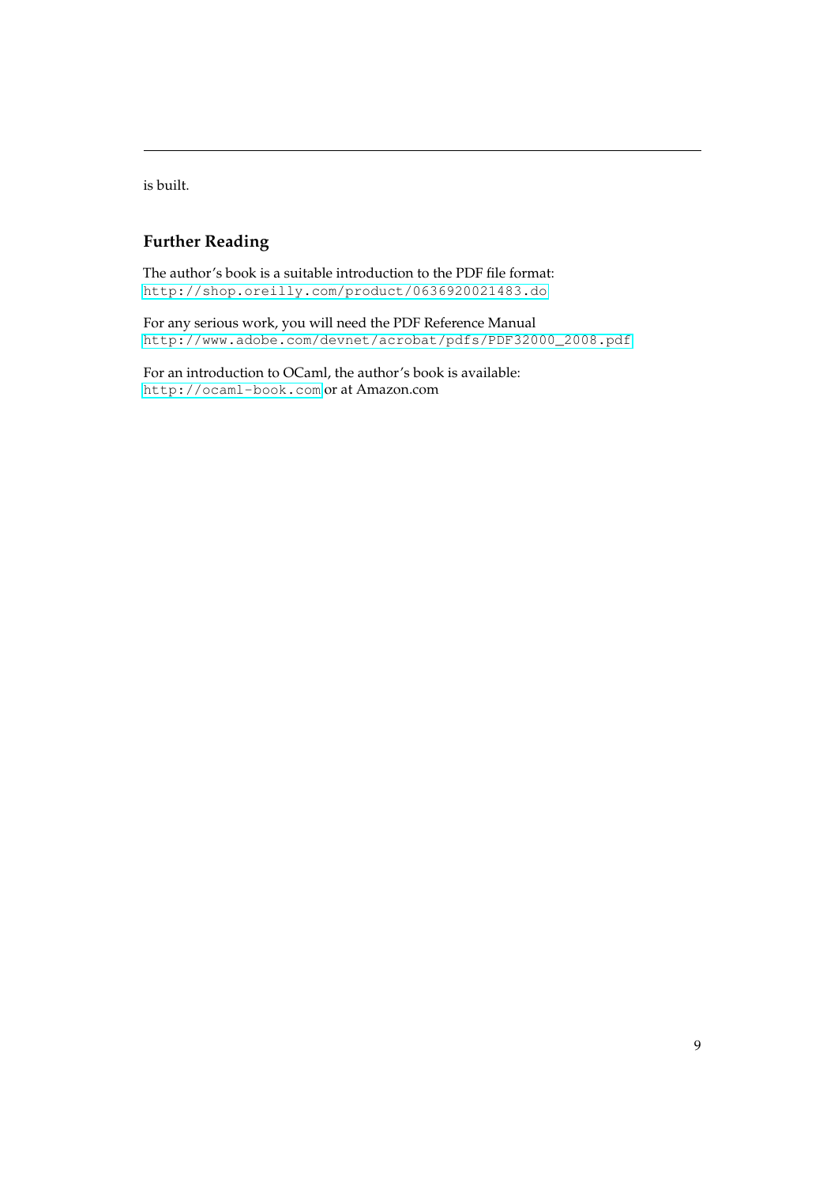is built.

## Further Reading

The author's book is a suitable introduction to the PDF file format:
http://shop.oreilly.com/product/0636920021483.do

For any serious work, you will need the PDF Reference Manual
http://www.adobe.com/devnet/acrobat/pdfs/PDF32000_2008.pdf

For an introduction to OCaml, the author's book is available:
http://ocaml-book.com or at Amazon.com